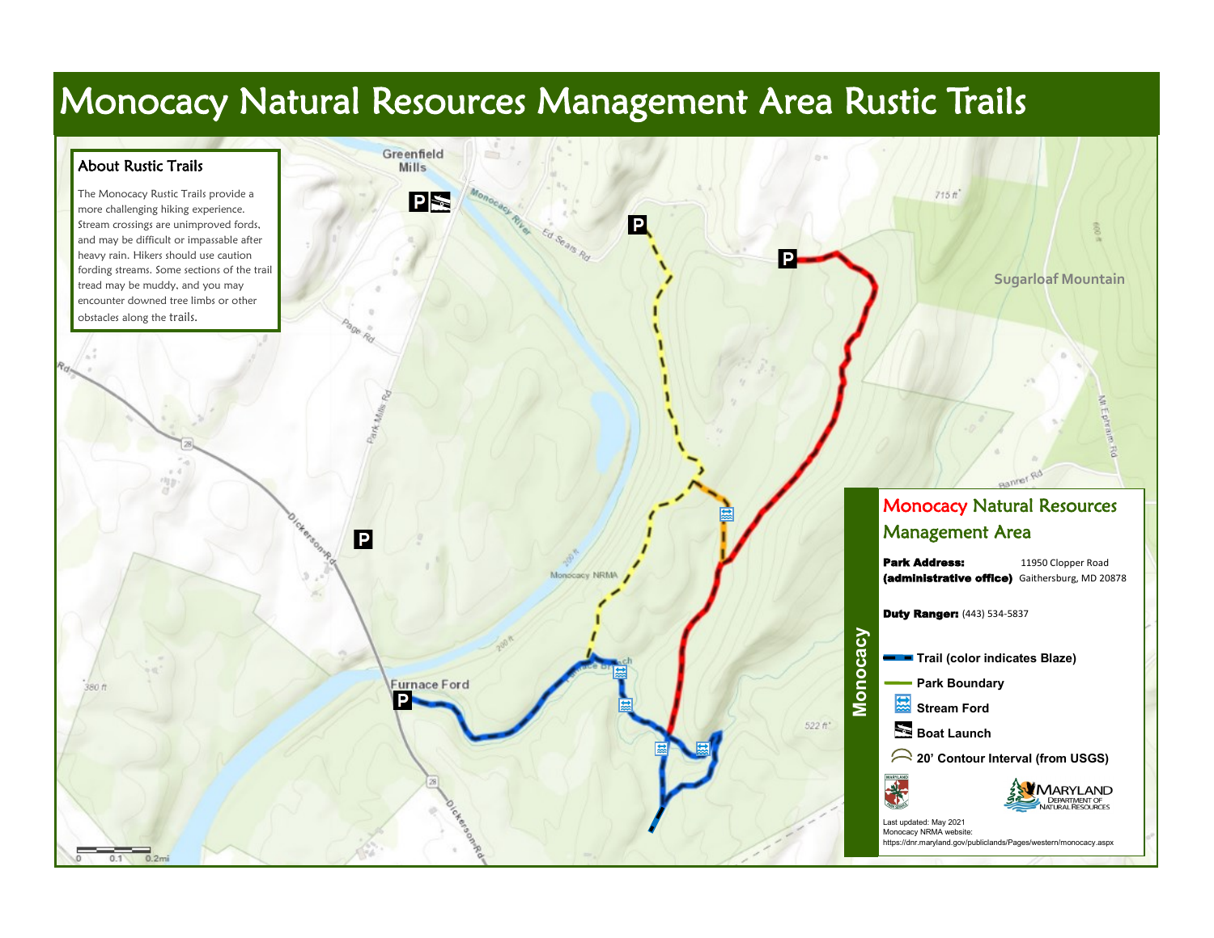# Monocacy Natural Resources Management Area Rustic Trails

## About Rustic Trails

The Monocacy Rustic Trails provide a more challenging hiking experience. Stream crossings are unimproved fords, and may be difficult or impassable after heavy rain. Hikers should use caution fording streams. Some sections of the trail tread may be muddy, and you may encounter downed tree limbs or other obstacles along the trails.

Greenfield Mills

Monocacy River

Ed Sears Rd

Page Rd

Park Mills Rd

Dickerson Rd

Furnace Ford

Monocacy NRMA

Furnace Branch

Sugarloaf Mountain

Mt Ephraim Rd

Banner Rd

715 ft

600 ft

380 ft

522 ft

200 ft

0 0.1 0.2mi

## Monocacy Natural Resources Management Area

**Park Address: (administrative office)** 11950 Clopper Road Gaithersburg, MD 20878

**Duty Ranger:** (443) 534-5837

**Monocacy**

- **Trail (color indicates Blaze)**
- **Park Boundary**
- **Stream Ford**
- **Boat Launch**
- **20' Contour Interval (from USGS)**

Maryland Department of Natural Resources

Last updated: May 2021
Monocacy NRMA website:
https://dnr.maryland.gov/publiclands/Pages/western/monocacy.aspx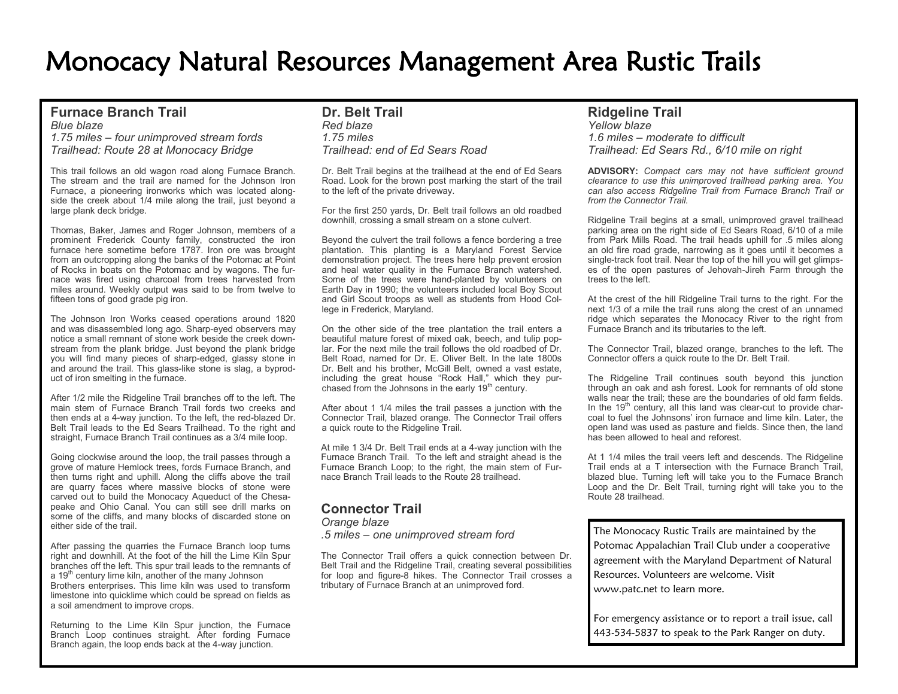# Monocacy Natural Resources Management Area Rustic Trails

## Furnace Branch Trail

*Blue blaze*
*1.75 miles – four unimproved stream fords*
*Trailhead: Route 28 at Monocacy Bridge*

This trail follows an old wagon road along Furnace Branch. The stream and the trail are named for the Johnson Iron Furnace, a pioneering ironworks which was located alongside the creek about 1/4 mile along the trail, just beyond a large plank deck bridge.

Thomas, Baker, James and Roger Johnson, members of a prominent Frederick County family, constructed the iron furnace here sometime before 1787. Iron ore was brought from an outcropping along the banks of the Potomac at Point of Rocks in boats on the Potomac and by wagons. The furnace was fired using charcoal from trees harvested from miles around. Weekly output was said to be from twelve to fifteen tons of good grade pig iron.

The Johnson Iron Works ceased operations around 1820 and was disassembled long ago. Sharp-eyed observers may notice a small remnant of stone work beside the creek downstream from the plank bridge. Just beyond the plank bridge you will find many pieces of sharp-edged, glassy stone in and around the trail. This glass-like stone is slag, a byproduct of iron smelting in the furnace.

After 1/2 mile the Ridgeline Trail branches off to the left. The main stem of Furnace Branch Trail fords two creeks and then ends at a 4-way junction. To the left, the red-blazed Dr. Belt Trail leads to the Ed Sears Trailhead. To the right and straight, Furnace Branch Trail continues as a 3/4 mile loop.

Going clockwise around the loop, the trail passes through a grove of mature Hemlock trees, fords Furnace Branch, and then turns right and uphill. Along the cliffs above the trail are quarry faces where massive blocks of stone were carved out to build the Monocacy Aqueduct of the Chesapeake and Ohio Canal. You can still see drill marks on some of the cliffs, and many blocks of discarded stone on either side of the trail.

After passing the quarries the Furnace Branch loop turns right and downhill. At the foot of the hill the Lime Kiln Spur branches off the left. This spur trail leads to the remnants of a 19th century lime kiln, another of the many Johnson Brothers enterprises. This lime kiln was used to transform limestone into quicklime which could be spread on fields as a soil amendment to improve crops.

Returning to the Lime Kiln Spur junction, the Furnace Branch Loop continues straight. After fording Furnace Branch again, the loop ends back at the 4-way junction.

## Dr. Belt Trail

*Red blaze*
*1.75 miles*
*Trailhead: end of Ed Sears Road*

Dr. Belt Trail begins at the trailhead at the end of Ed Sears Road. Look for the brown post marking the start of the trail to the left of the private driveway.

For the first 250 yards, Dr. Belt trail follows an old roadbed downhill, crossing a small stream on a stone culvert.

Beyond the culvert the trail follows a fence bordering a tree plantation. This planting is a Maryland Forest Service demonstration project. The trees here help prevent erosion and heal water quality in the Furnace Branch watershed. Some of the trees were hand-planted by volunteers on Earth Day in 1990; the volunteers included local Boy Scout and Girl Scout troops as well as students from Hood College in Frederick, Maryland.

On the other side of the tree plantation the trail enters a beautiful mature forest of mixed oak, beech, and tulip poplar. For the next mile the trail follows the old roadbed of Dr. Belt Road, named for Dr. E. Oliver Belt. In the late 1800s Dr. Belt and his brother, McGill Belt, owned a vast estate, including the great house "Rock Hall," which they purchased from the Johnsons in the early 19th century.

After about 1 1/4 miles the trail passes a junction with the Connector Trail, blazed orange. The Connector Trail offers a quick route to the Ridgeline Trail.

At mile 1 3/4 Dr. Belt Trail ends at a 4-way junction with the Furnace Branch Trail. To the left and straight ahead is the Furnace Branch Loop; to the right, the main stem of Furnace Branch Trail leads to the Route 28 trailhead.

## Connector Trail

*Orange blaze*
*.5 miles – one unimproved stream ford*

The Connector Trail offers a quick connection between Dr. Belt Trail and the Ridgeline Trail, creating several possibilities for loop and figure-8 hikes. The Connector Trail crosses a tributary of Furnace Branch at an unimproved ford.

## Ridgeline Trail

*Yellow blaze*
*1.6 miles – moderate to difficult*
*Trailhead: Ed Sears Rd., 6/10 mile on right*

**ADVISORY:** *Compact cars may not have sufficient ground clearance to use this unimproved trailhead parking area. You can also access Ridgeline Trail from Furnace Branch Trail or from the Connector Trail.*

Ridgeline Trail begins at a small, unimproved gravel trailhead parking area on the right side of Ed Sears Road, 6/10 of a mile from Park Mills Road. The trail heads uphill for .5 miles along an old fire road grade, narrowing as it goes until it becomes a single-track foot trail. Near the top of the hill you will get glimpses of the open pastures of Jehovah-Jireh Farm through the trees to the left.

At the crest of the hill Ridgeline Trail turns to the right. For the next 1/3 of a mile the trail runs along the crest of an unnamed ridge which separates the Monocacy River to the right from Furnace Branch and its tributaries to the left.

The Connector Trail, blazed orange, branches to the left. The Connector offers a quick route to the Dr. Belt Trail.

The Ridgeline Trail continues south beyond this junction through an oak and ash forest. Look for remnants of old stone walls near the trail; these are the boundaries of old farm fields. In the 19th century, all this land was clear-cut to provide charcoal to fuel the Johnsons' iron furnace and lime kiln. Later, the open land was used as pasture and fields. Since then, the land has been allowed to heal and reforest.

At 1 1/4 miles the trail veers left and descends. The Ridgeline Trail ends at a T intersection with the Furnace Branch Trail, blazed blue. Turning left will take you to the Furnace Branch Loop and the Dr. Belt Trail, turning right will take you to the Route 28 trailhead.

The Monocacy Rustic Trails are maintained by the Potomac Appalachian Trail Club under a cooperative agreement with the Maryland Department of Natural Resources. Volunteers are welcome. Visit www.patc.net to learn more.

For emergency assistance or to report a trail issue, call 443-534-5837 to speak to the Park Ranger on duty.